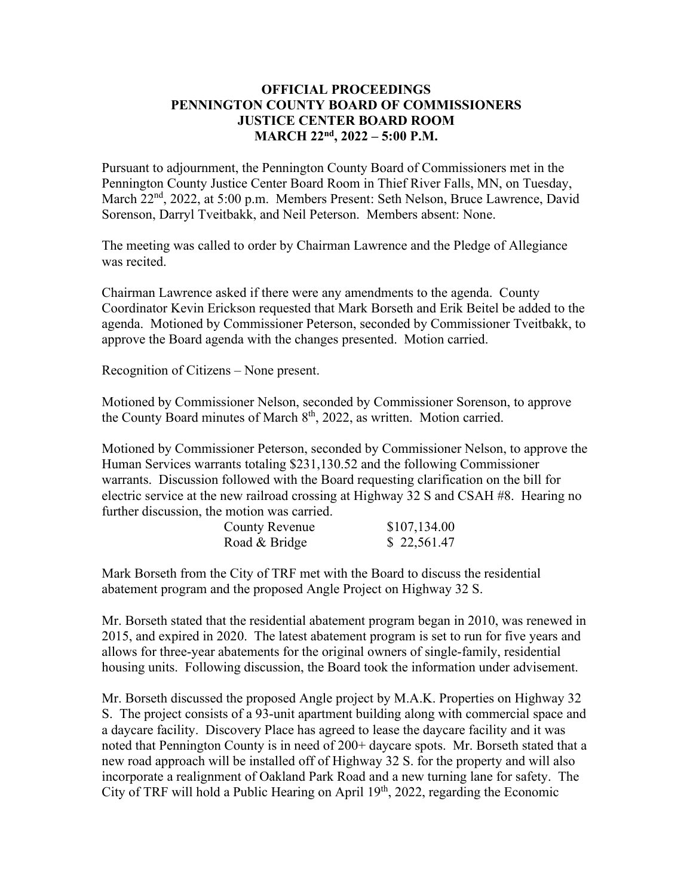# OFFICIAL PROCEEDINGS
# PENNINGTON COUNTY BOARD OF COMMISSIONERS
# JUSTICE CENTER BOARD ROOM
# MARCH 22nd, 2022 – 5:00 P.M.

Pursuant to adjournment, the Pennington County Board of Commissioners met in the Pennington County Justice Center Board Room in Thief River Falls, MN, on Tuesday, March 22nd, 2022, at 5:00 p.m. Members Present: Seth Nelson, Bruce Lawrence, David Sorenson, Darryl Tveitbakk, and Neil Peterson. Members absent: None.

The meeting was called to order by Chairman Lawrence and the Pledge of Allegiance was recited.

Chairman Lawrence asked if there were any amendments to the agenda. County Coordinator Kevin Erickson requested that Mark Borseth and Erik Beitel be added to the agenda. Motioned by Commissioner Peterson, seconded by Commissioner Tveitbakk, to approve the Board agenda with the changes presented. Motion carried.

Recognition of Citizens – None present.

Motioned by Commissioner Nelson, seconded by Commissioner Sorenson, to approve the County Board minutes of March 8th, 2022, as written. Motion carried.

Motioned by Commissioner Peterson, seconded by Commissioner Nelson, to approve the Human Services warrants totaling $231,130.52 and the following Commissioner warrants. Discussion followed with the Board requesting clarification on the bill for electric service at the new railroad crossing at Highway 32 S and CSAH #8. Hearing no further discussion, the motion was carried.

| | |
|---|---|
| County Revenue | $107,134.00 |
| Road & Bridge | $ 22,561.47 |

Mark Borseth from the City of TRF met with the Board to discuss the residential abatement program and the proposed Angle Project on Highway 32 S.

Mr. Borseth stated that the residential abatement program began in 2010, was renewed in 2015, and expired in 2020. The latest abatement program is set to run for five years and allows for three-year abatements for the original owners of single-family, residential housing units. Following discussion, the Board took the information under advisement.

Mr. Borseth discussed the proposed Angle project by M.A.K. Properties on Highway 32 S. The project consists of a 93-unit apartment building along with commercial space and a daycare facility. Discovery Place has agreed to lease the daycare facility and it was noted that Pennington County is in need of 200+ daycare spots. Mr. Borseth stated that a new road approach will be installed off of Highway 32 S. for the property and will also incorporate a realignment of Oakland Park Road and a new turning lane for safety. The City of TRF will hold a Public Hearing on April 19th, 2022, regarding the Economic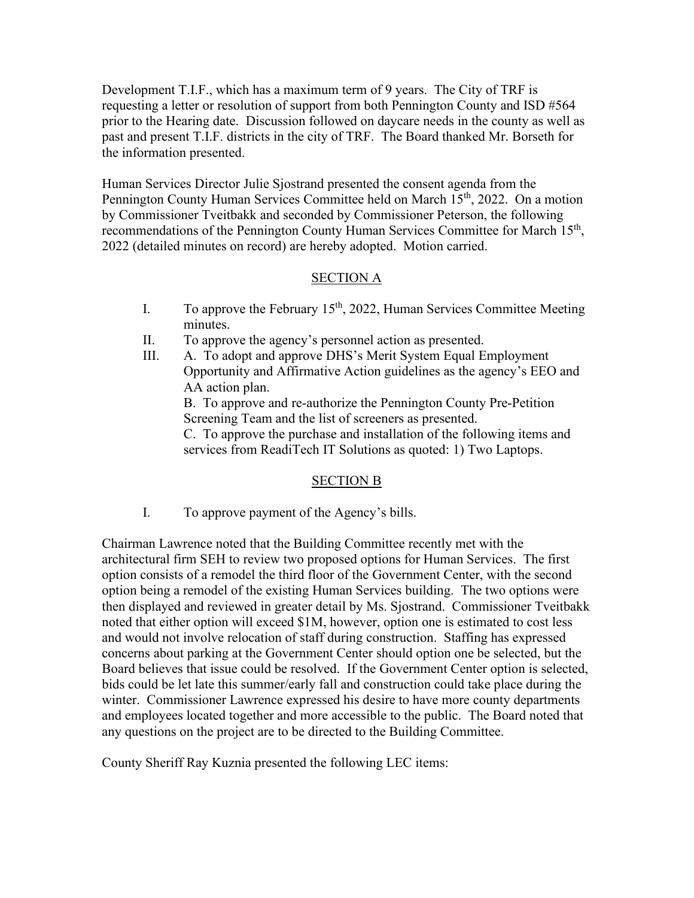Development T.I.F., which has a maximum term of 9 years. The City of TRF is requesting a letter or resolution of support from both Pennington County and ISD #564 prior to the Hearing date. Discussion followed on daycare needs in the county as well as past and present T.I.F. districts in the city of TRF. The Board thanked Mr. Borseth for the information presented.

Human Services Director Julie Sjostrand presented the consent agenda from the Pennington County Human Services Committee held on March 15th, 2022. On a motion by Commissioner Tveitbakk and seconded by Commissioner Peterson, the following recommendations of the Pennington County Human Services Committee for March 15th, 2022 (detailed minutes on record) are hereby adopted. Motion carried.

SECTION A

I. To approve the February 15th, 2022, Human Services Committee Meeting minutes.

II. To approve the agency's personnel action as presented.

III. A. To adopt and approve DHS's Merit System Equal Employment Opportunity and Affirmative Action guidelines as the agency's EEO and AA action plan.

B. To approve and re-authorize the Pennington County Pre-Petition Screening Team and the list of screeners as presented.

C. To approve the purchase and installation of the following items and services from ReadiTech IT Solutions as quoted: 1) Two Laptops.

SECTION B

I. To approve payment of the Agency's bills.

Chairman Lawrence noted that the Building Committee recently met with the architectural firm SEH to review two proposed options for Human Services. The first option consists of a remodel the third floor of the Government Center, with the second option being a remodel of the existing Human Services building. The two options were then displayed and reviewed in greater detail by Ms. Sjostrand. Commissioner Tveitbakk noted that either option will exceed $1M, however, option one is estimated to cost less and would not involve relocation of staff during construction. Staffing has expressed concerns about parking at the Government Center should option one be selected, but the Board believes that issue could be resolved. If the Government Center option is selected, bids could be let late this summer/early fall and construction could take place during the winter. Commissioner Lawrence expressed his desire to have more county departments and employees located together and more accessible to the public. The Board noted that any questions on the project are to be directed to the Building Committee.

County Sheriff Ray Kuznia presented the following LEC items: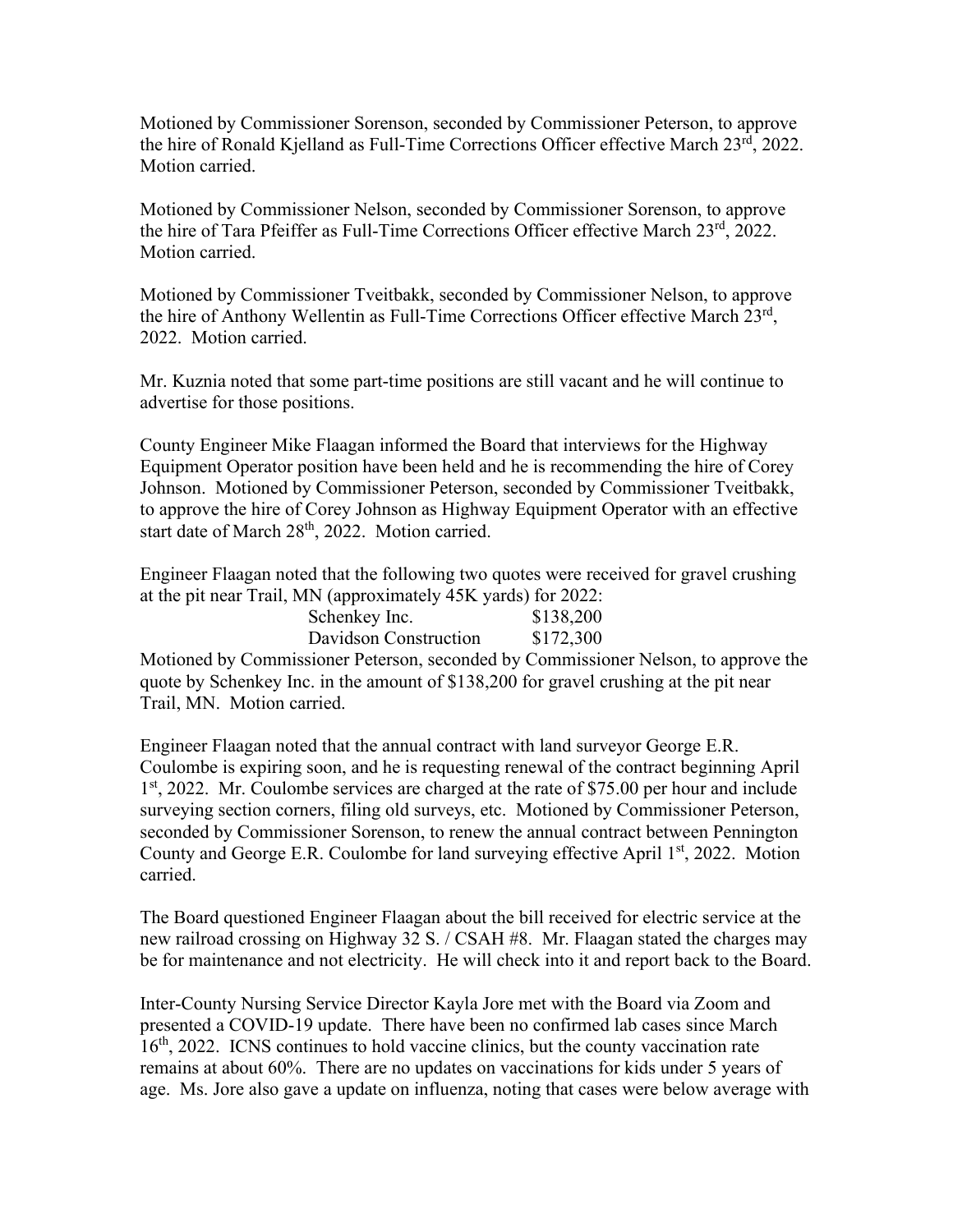Motioned by Commissioner Sorenson, seconded by Commissioner Peterson, to approve the hire of Ronald Kjelland as Full-Time Corrections Officer effective March 23rd, 2022. Motion carried.

Motioned by Commissioner Nelson, seconded by Commissioner Sorenson, to approve the hire of Tara Pfeiffer as Full-Time Corrections Officer effective March 23rd, 2022. Motion carried.

Motioned by Commissioner Tveitbakk, seconded by Commissioner Nelson, to approve the hire of Anthony Wellentin as Full-Time Corrections Officer effective March 23rd, 2022. Motion carried.

Mr. Kuznia noted that some part-time positions are still vacant and he will continue to advertise for those positions.

County Engineer Mike Flaagan informed the Board that interviews for the Highway Equipment Operator position have been held and he is recommending the hire of Corey Johnson. Motioned by Commissioner Peterson, seconded by Commissioner Tveitbakk, to approve the hire of Corey Johnson as Highway Equipment Operator with an effective start date of March 28th, 2022. Motion carried.

Engineer Flaagan noted that the following two quotes were received for gravel crushing at the pit near Trail, MN (approximately 45K yards) for 2022:

| | |
|---|---|
| Schenkey Inc. | $138,200 |
| Davidson Construction | $172,300 |

Motioned by Commissioner Peterson, seconded by Commissioner Nelson, to approve the quote by Schenkey Inc. in the amount of $138,200 for gravel crushing at the pit near Trail, MN. Motion carried.

Engineer Flaagan noted that the annual contract with land surveyor George E.R. Coulombe is expiring soon, and he is requesting renewal of the contract beginning April 1st, 2022. Mr. Coulombe services are charged at the rate of $75.00 per hour and include surveying section corners, filing old surveys, etc. Motioned by Commissioner Peterson, seconded by Commissioner Sorenson, to renew the annual contract between Pennington County and George E.R. Coulombe for land surveying effective April 1st, 2022. Motion carried.

The Board questioned Engineer Flaagan about the bill received for electric service at the new railroad crossing on Highway 32 S. / CSAH #8. Mr. Flaagan stated the charges may be for maintenance and not electricity. He will check into it and report back to the Board.

Inter-County Nursing Service Director Kayla Jore met with the Board via Zoom and presented a COVID-19 update. There have been no confirmed lab cases since March 16th, 2022. ICNS continues to hold vaccine clinics, but the county vaccination rate remains at about 60%. There are no updates on vaccinations for kids under 5 years of age. Ms. Jore also gave a update on influenza, noting that cases were below average with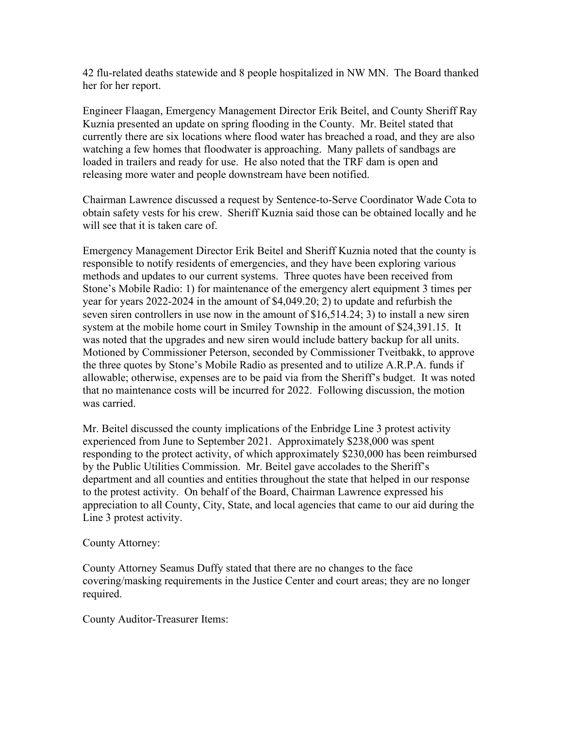42 flu-related deaths statewide and 8 people hospitalized in NW MN. The Board thanked her for her report.

Engineer Flaagan, Emergency Management Director Erik Beitel, and County Sheriff Ray Kuznia presented an update on spring flooding in the County. Mr. Beitel stated that currently there are six locations where flood water has breached a road, and they are also watching a few homes that floodwater is approaching. Many pallets of sandbags are loaded in trailers and ready for use. He also noted that the TRF dam is open and releasing more water and people downstream have been notified.

Chairman Lawrence discussed a request by Sentence-to-Serve Coordinator Wade Cota to obtain safety vests for his crew. Sheriff Kuznia said those can be obtained locally and he will see that it is taken care of.

Emergency Management Director Erik Beitel and Sheriff Kuznia noted that the county is responsible to notify residents of emergencies, and they have been exploring various methods and updates to our current systems. Three quotes have been received from Stone's Mobile Radio: 1) for maintenance of the emergency alert equipment 3 times per year for years 2022-2024 in the amount of $4,049.20; 2) to update and refurbish the seven siren controllers in use now in the amount of $16,514.24; 3) to install a new siren system at the mobile home court in Smiley Township in the amount of $24,391.15. It was noted that the upgrades and new siren would include battery backup for all units. Motioned by Commissioner Peterson, seconded by Commissioner Tveitbakk, to approve the three quotes by Stone's Mobile Radio as presented and to utilize A.R.P.A. funds if allowable; otherwise, expenses are to be paid via from the Sheriff's budget. It was noted that no maintenance costs will be incurred for 2022. Following discussion, the motion was carried.

Mr. Beitel discussed the county implications of the Enbridge Line 3 protest activity experienced from June to September 2021. Approximately $238,000 was spent responding to the protect activity, of which approximately $230,000 has been reimbursed by the Public Utilities Commission. Mr. Beitel gave accolades to the Sheriff's department and all counties and entities throughout the state that helped in our response to the protest activity. On behalf of the Board, Chairman Lawrence expressed his appreciation to all County, City, State, and local agencies that came to our aid during the Line 3 protest activity.

County Attorney:

County Attorney Seamus Duffy stated that there are no changes to the face covering/masking requirements in the Justice Center and court areas; they are no longer required.

County Auditor-Treasurer Items: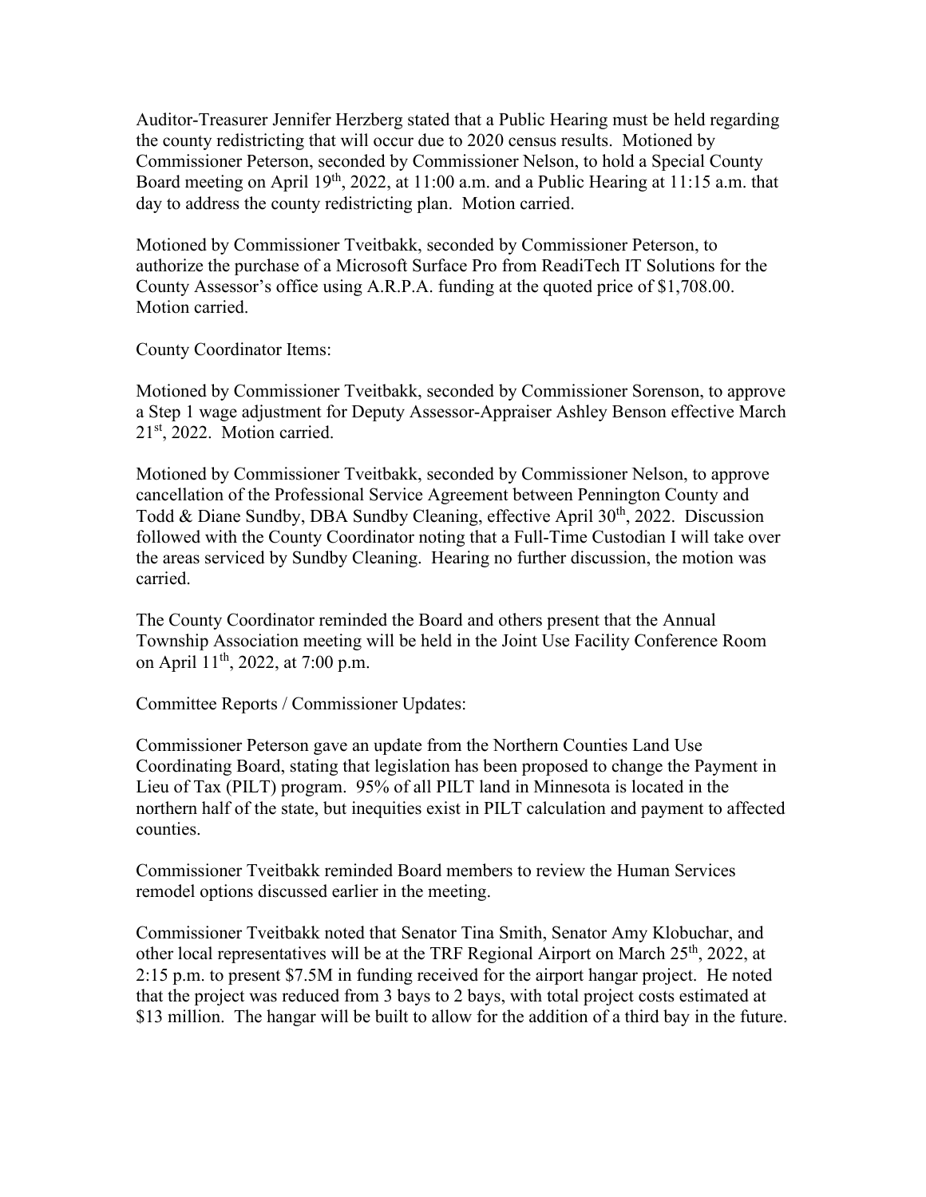Auditor-Treasurer Jennifer Herzberg stated that a Public Hearing must be held regarding the county redistricting that will occur due to 2020 census results. Motioned by Commissioner Peterson, seconded by Commissioner Nelson, to hold a Special County Board meeting on April 19th, 2022, at 11:00 a.m. and a Public Hearing at 11:15 a.m. that day to address the county redistricting plan. Motion carried.

Motioned by Commissioner Tveitbakk, seconded by Commissioner Peterson, to authorize the purchase of a Microsoft Surface Pro from ReadiTech IT Solutions for the County Assessor's office using A.R.P.A. funding at the quoted price of $1,708.00. Motion carried.

County Coordinator Items:

Motioned by Commissioner Tveitbakk, seconded by Commissioner Sorenson, to approve a Step 1 wage adjustment for Deputy Assessor-Appraiser Ashley Benson effective March 21st, 2022. Motion carried.

Motioned by Commissioner Tveitbakk, seconded by Commissioner Nelson, to approve cancellation of the Professional Service Agreement between Pennington County and Todd & Diane Sundby, DBA Sundby Cleaning, effective April 30th, 2022. Discussion followed with the County Coordinator noting that a Full-Time Custodian I will take over the areas serviced by Sundby Cleaning. Hearing no further discussion, the motion was carried.

The County Coordinator reminded the Board and others present that the Annual Township Association meeting will be held in the Joint Use Facility Conference Room on April 11th, 2022, at 7:00 p.m.

Committee Reports / Commissioner Updates:

Commissioner Peterson gave an update from the Northern Counties Land Use Coordinating Board, stating that legislation has been proposed to change the Payment in Lieu of Tax (PILT) program. 95% of all PILT land in Minnesota is located in the northern half of the state, but inequities exist in PILT calculation and payment to affected counties.

Commissioner Tveitbakk reminded Board members to review the Human Services remodel options discussed earlier in the meeting.

Commissioner Tveitbakk noted that Senator Tina Smith, Senator Amy Klobuchar, and other local representatives will be at the TRF Regional Airport on March 25th, 2022, at 2:15 p.m. to present $7.5M in funding received for the airport hangar project. He noted that the project was reduced from 3 bays to 2 bays, with total project costs estimated at $13 million. The hangar will be built to allow for the addition of a third bay in the future.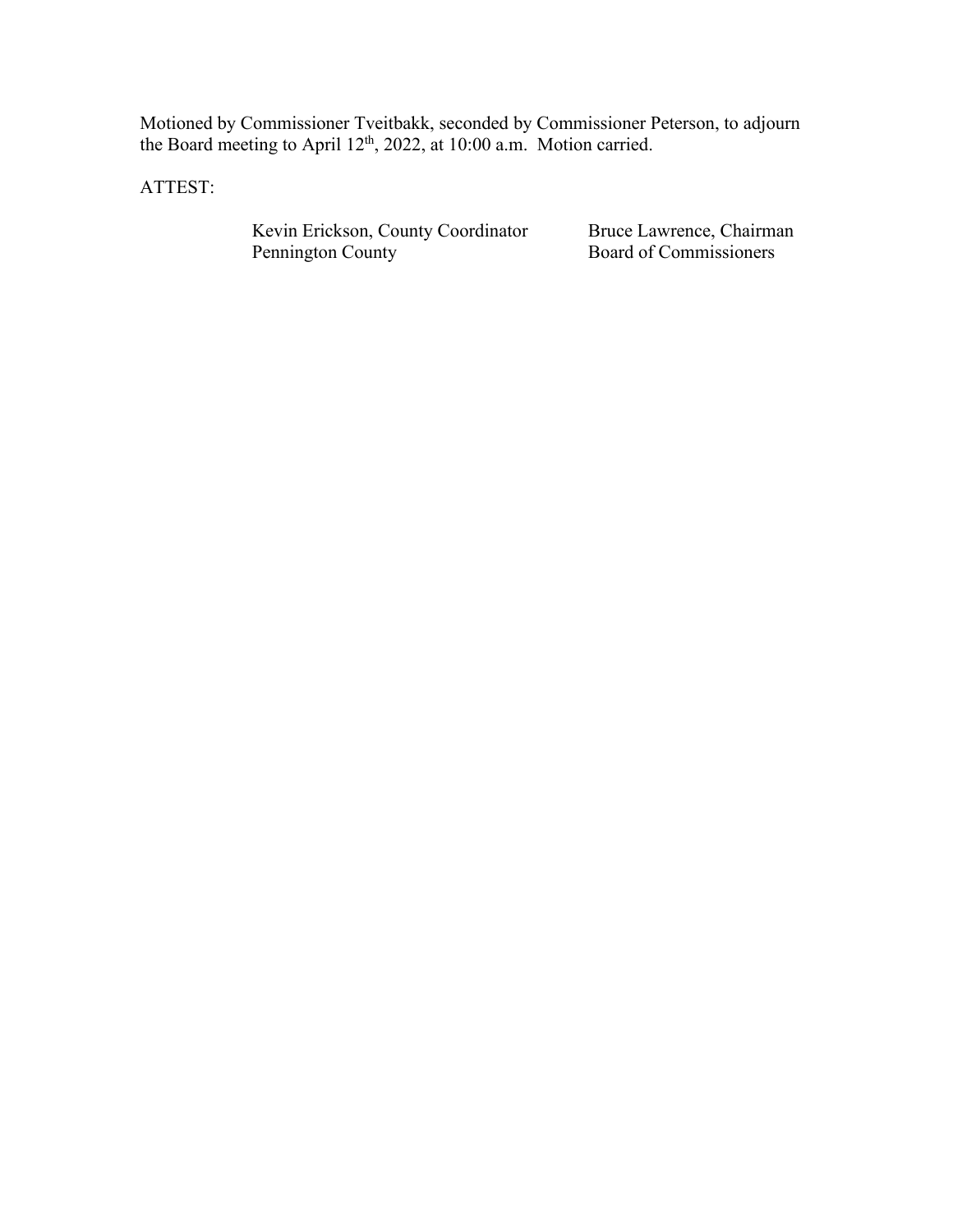Motioned by Commissioner Tveitbakk, seconded by Commissioner Peterson, to adjourn the Board meeting to April 12th, 2022, at 10:00 a.m. Motion carried.

ATTEST:

| | |
|---|---|
| Kevin Erickson, County Coordinator | Bruce Lawrence, Chairman |
| Pennington County | Board of Commissioners |